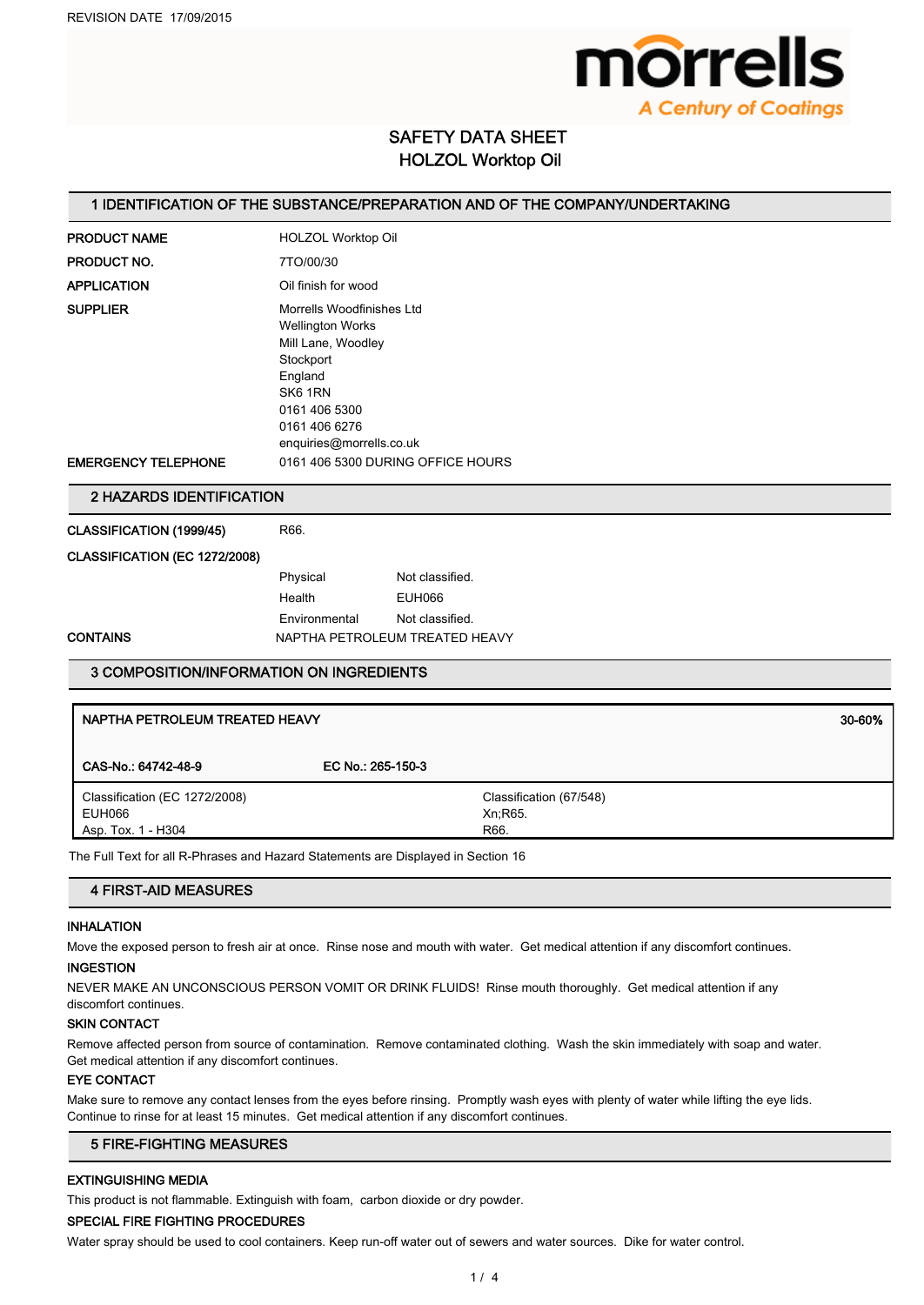REVISION DATE 17/09/2015

morrells
*A Century of Coatings*

# SAFETY DATA SHEET
# HOLZOL Worktop Oil

## 1 IDENTIFICATION OF THE SUBSTANCE/PREPARATION AND OF THE COMPANY/UNDERTAKING

**PRODUCT NAME** HOLZOL Worktop Oil

**PRODUCT NO.** 7TO/00/30

**APPLICATION** Oil finish for wood

**SUPPLIER** Morrells Woodfinishes Ltd
Wellington Works
Mill Lane, Woodley
Stockport
England
SK6 1RN
0161 406 5300
0161 406 6276
enquiries@morrells.co.uk

**EMERGENCY TELEPHONE** 0161 406 5300 DURING OFFICE HOURS

## 2 HAZARDS IDENTIFICATION

**CLASSIFICATION (1999/45)** R66.

**CLASSIFICATION (EC 1272/2008)**

| | |
|---|---|
| Physical | Not classified. |
| Health | EUH066 |
| Environmental | Not classified. |

**CONTAINS** NAPTHA PETROLEUM TREATED HEAVY

## 3 COMPOSITION/INFORMATION ON INGREDIENTS

| NAPTHA PETROLEUM TREATED HEAVY | | 30-60% |
|---|---|---|
| CAS-No.: 64742-48-9 | EC No.: 265-150-3 | |
| Classification (EC 1272/2008)<br>EUH066<br>Asp. Tox. 1 - H304 | Classification (67/548)<br>Xn;R65.<br>R66. | |

The Full Text for all R-Phrases and Hazard Statements are Displayed in Section 16

## 4 FIRST-AID MEASURES

**INHALATION**

Move the exposed person to fresh air at once. Rinse nose and mouth with water. Get medical attention if any discomfort continues.

**INGESTION**

NEVER MAKE AN UNCONSCIOUS PERSON VOMIT OR DRINK FLUIDS! Rinse mouth thoroughly. Get medical attention if any discomfort continues.

**SKIN CONTACT**

Remove affected person from source of contamination. Remove contaminated clothing. Wash the skin immediately with soap and water. Get medical attention if any discomfort continues.

**EYE CONTACT**

Make sure to remove any contact lenses from the eyes before rinsing. Promptly wash eyes with plenty of water while lifting the eye lids. Continue to rinse for at least 15 minutes. Get medical attention if any discomfort continues.

## 5 FIRE-FIGHTING MEASURES

**EXTINGUISHING MEDIA**

This product is not flammable. Extinguish with foam, carbon dioxide or dry powder.

**SPECIAL FIRE FIGHTING PROCEDURES**

Water spray should be used to cool containers. Keep run-off water out of sewers and water sources. Dike for water control.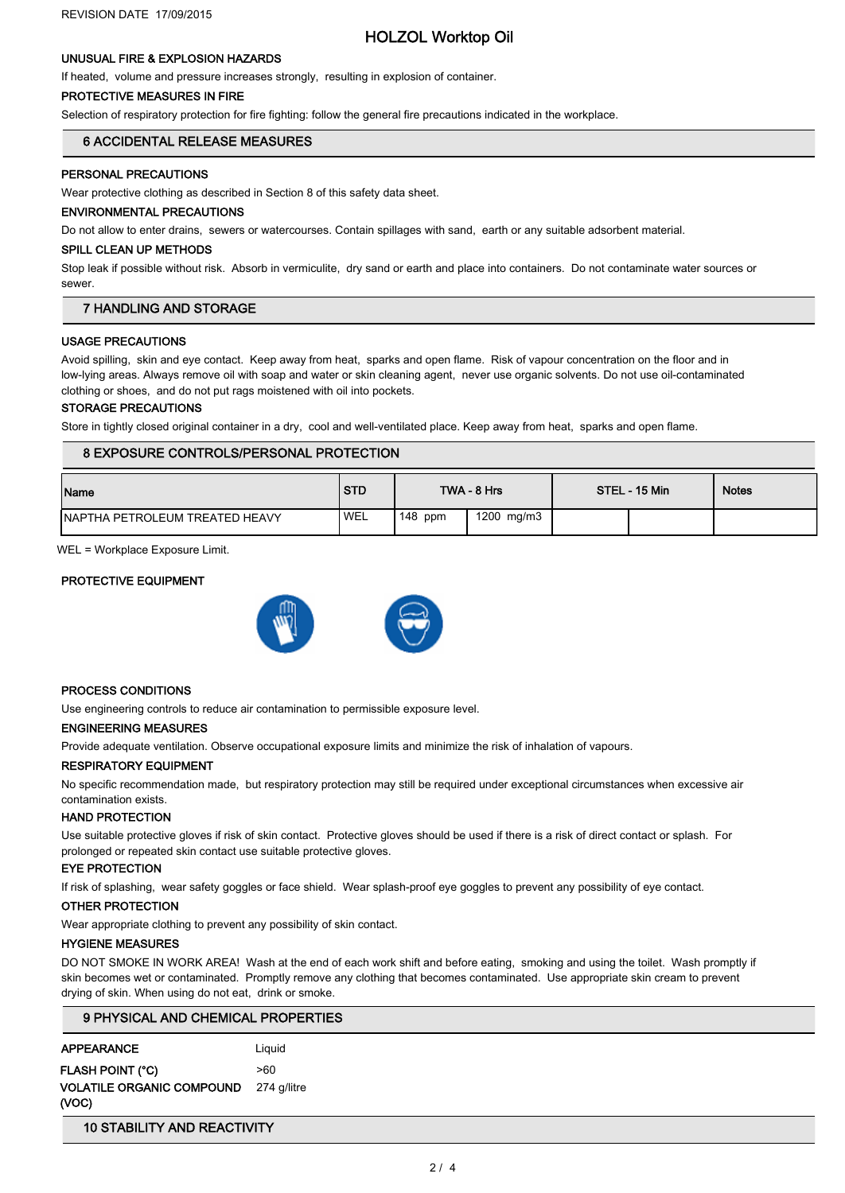REVISION DATE 17/09/2015

# HOLZOL Worktop Oil

### UNUSUAL FIRE & EXPLOSION HAZARDS

If heated, volume and pressure increases strongly, resulting in explosion of container.

### PROTECTIVE MEASURES IN FIRE

Selection of respiratory protection for fire fighting: follow the general fire precautions indicated in the workplace.

## 6 ACCIDENTAL RELEASE MEASURES

### PERSONAL PRECAUTIONS

Wear protective clothing as described in Section 8 of this safety data sheet.

### ENVIRONMENTAL PRECAUTIONS

Do not allow to enter drains, sewers or watercourses. Contain spillages with sand, earth or any suitable adsorbent material.

### SPILL CLEAN UP METHODS

Stop leak if possible without risk. Absorb in vermiculite, dry sand or earth and place into containers. Do not contaminate water sources or sewer.

## 7 HANDLING AND STORAGE

### USAGE PRECAUTIONS

Avoid spilling, skin and eye contact. Keep away from heat, sparks and open flame. Risk of vapour concentration on the floor and in low-lying areas. Always remove oil with soap and water or skin cleaning agent, never use organic solvents. Do not use oil-contaminated clothing or shoes, and do not put rags moistened with oil into pockets.

### STORAGE PRECAUTIONS

Store in tightly closed original container in a dry, cool and well-ventilated place. Keep away from heat, sparks and open flame.

## 8 EXPOSURE CONTROLS/PERSONAL PROTECTION

| Name | STD | TWA - 8 Hrs | | STEL - 15 Min | | Notes |
|---|---|---|---|---|---|---|
| NAPTHA PETROLEUM TREATED HEAVY | WEL | 148 ppm | 1200 mg/m3 | | | |

WEL = Workplace Exposure Limit.

### PROTECTIVE EQUIPMENT

### PROCESS CONDITIONS

Use engineering controls to reduce air contamination to permissible exposure level.

### ENGINEERING MEASURES

Provide adequate ventilation. Observe occupational exposure limits and minimize the risk of inhalation of vapours.

### RESPIRATORY EQUIPMENT

No specific recommendation made, but respiratory protection may still be required under exceptional circumstances when excessive air contamination exists.

### HAND PROTECTION

Use suitable protective gloves if risk of skin contact. Protective gloves should be used if there is a risk of direct contact or splash. For prolonged or repeated skin contact use suitable protective gloves.

### EYE PROTECTION

If risk of splashing, wear safety goggles or face shield. Wear splash-proof eye goggles to prevent any possibility of eye contact.

### OTHER PROTECTION

Wear appropriate clothing to prevent any possibility of skin contact.

### HYGIENE MEASURES

DO NOT SMOKE IN WORK AREA! Wash at the end of each work shift and before eating, smoking and using the toilet. Wash promptly if skin becomes wet or contaminated. Promptly remove any clothing that becomes contaminated. Use appropriate skin cream to prevent drying of skin. When using do not eat, drink or smoke.

## 9 PHYSICAL AND CHEMICAL PROPERTIES

| | |
|---|---|
| **APPEARANCE** | Liquid |
| **FLASH POINT (°C)** | >60 |
| **VOLATILE ORGANIC COMPOUND (VOC)** | 274 g/litre |

## 10 STABILITY AND REACTIVITY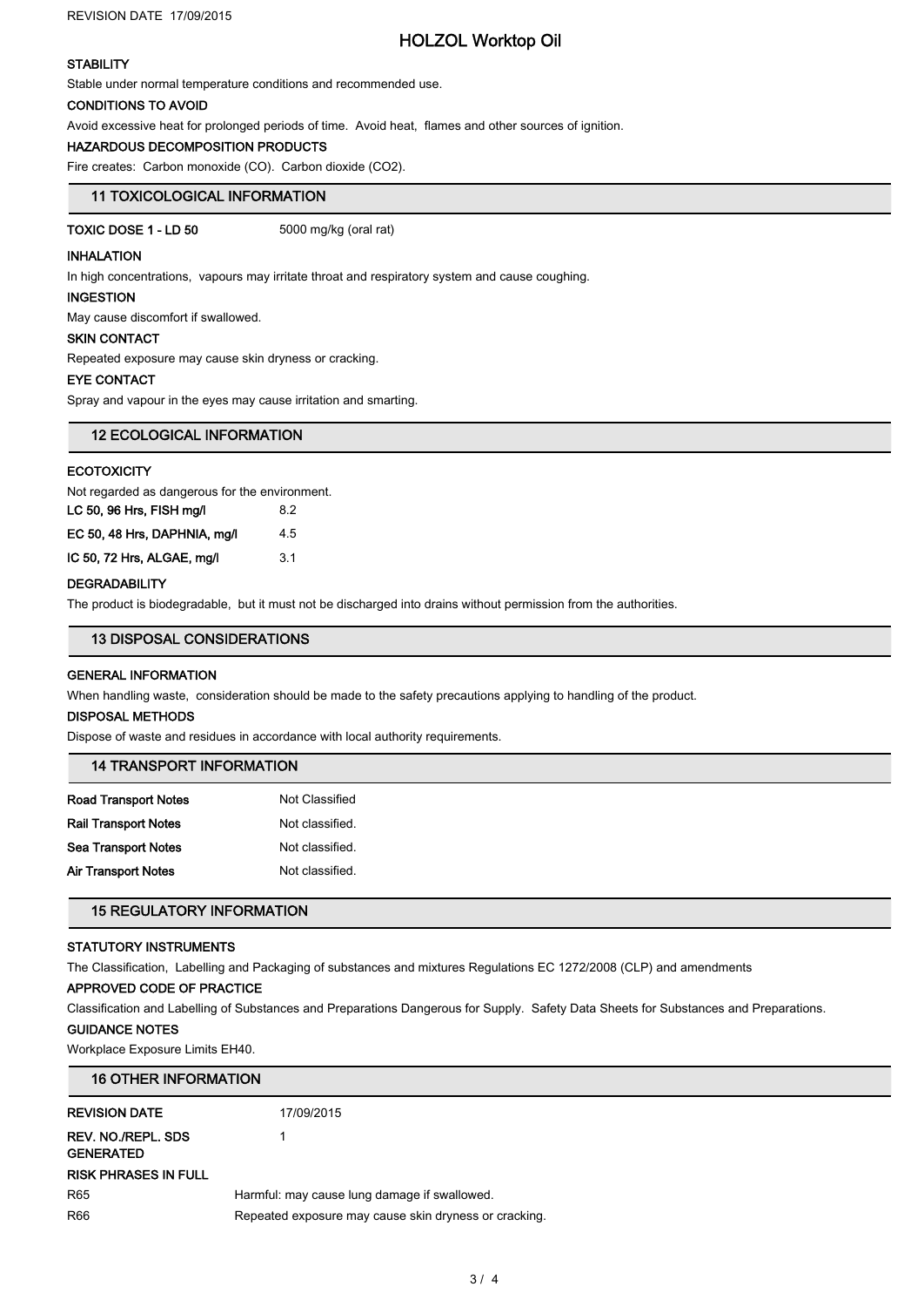### STABILITY

Stable under normal temperature conditions and recommended use.

### CONDITIONS TO AVOID

Avoid excessive heat for prolonged periods of time. Avoid heat, flames and other sources of ignition.

### HAZARDOUS DECOMPOSITION PRODUCTS

Fire creates: Carbon monoxide (CO). Carbon dioxide ($CO_2$).

## 11 TOXICOLOGICAL INFORMATION

**TOXIC DOSE 1 - LD 50** 5000 mg/kg (oral rat)

### INHALATION

In high concentrations, vapours may irritate throat and respiratory system and cause coughing.

### INGESTION

May cause discomfort if swallowed.

### SKIN CONTACT

Repeated exposure may cause skin dryness or cracking.

### EYE CONTACT

Spray and vapour in the eyes may cause irritation and smarting.

## 12 ECOLOGICAL INFORMATION

### ECOTOXICITY

Not regarded as dangerous for the environment.

| | |
|---|---|
| **LC 50, 96 Hrs, FISH mg/l** | 8.2 |
| **EC 50, 48 Hrs, DAPHNIA, mg/l** | 4.5 |
| **IC 50, 72 Hrs, ALGAE, mg/l** | 3.1 |

### DEGRADABILITY

The product is biodegradable, but it must not be discharged into drains without permission from the authorities.

## 13 DISPOSAL CONSIDERATIONS

### GENERAL INFORMATION

When handling waste, consideration should be made to the safety precautions applying to handling of the product.

### DISPOSAL METHODS

Dispose of waste and residues in accordance with local authority requirements.

## 14 TRANSPORT INFORMATION

| | |
|---|---|
| **Road Transport Notes** | Not Classified |
| **Rail Transport Notes** | Not classified. |
| **Sea Transport Notes** | Not classified. |
| **Air Transport Notes** | Not classified. |

## 15 REGULATORY INFORMATION

### STATUTORY INSTRUMENTS

The Classification, Labelling and Packaging of substances and mixtures Regulations EC 1272/2008 (CLP) and amendments

### APPROVED CODE OF PRACTICE

Classification and Labelling of Substances and Preparations Dangerous for Supply. Safety Data Sheets for Substances and Preparations.

### GUIDANCE NOTES

Workplace Exposure Limits EH40.

## 16 OTHER INFORMATION

| | |
|---|---|
| **REVISION DATE** | 17/09/2015 |
| **REV. NO./REPL. SDS GENERATED** | 1 |

### RISK PHRASES IN FULL

| | |
|---|---|
| R65 | Harmful: may cause lung damage if swallowed. |
| R66 | Repeated exposure may cause skin dryness or cracking. |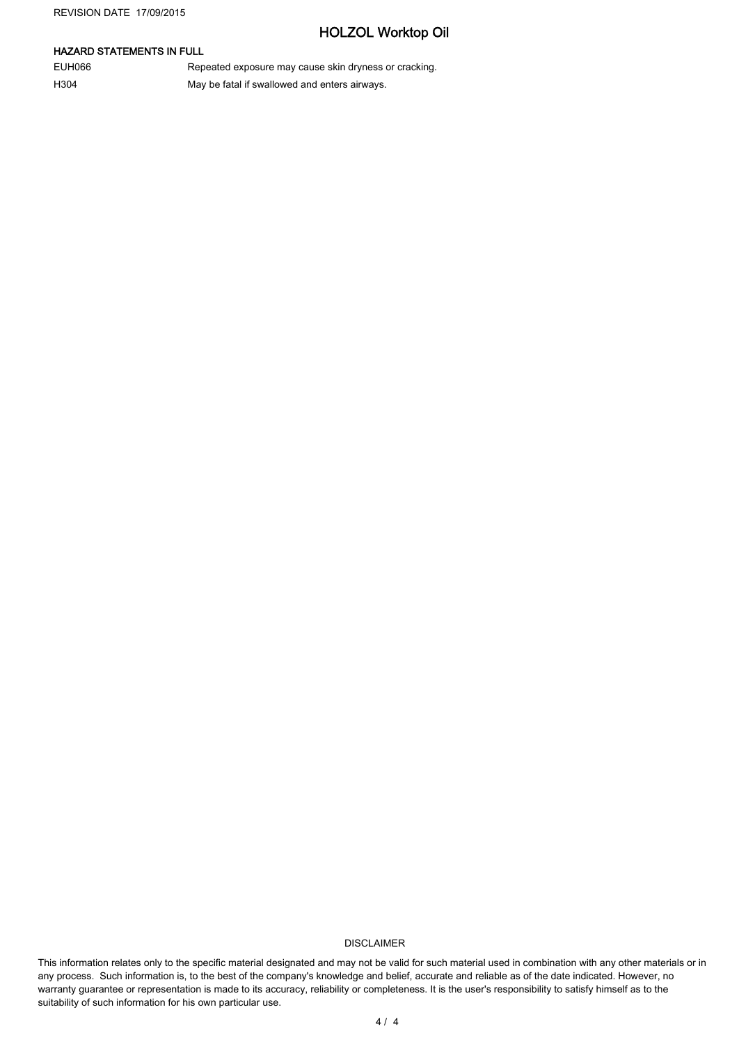## HAZARD STATEMENTS IN FULL

| | |
|---|---|
| EUH066 | Repeated exposure may cause skin dryness or cracking. |
| H304 | May be fatal if swallowed and enters airways. |

DISCLAIMER

This information relates only to the specific material designated and may not be valid for such material used in combination with any other materials or in any process. Such information is, to the best of the company's knowledge and belief, accurate and reliable as of the date indicated. However, no warranty guarantee or representation is made to its accuracy, reliability or completeness. It is the user's responsibility to satisfy himself as to the suitability of such information for his own particular use.